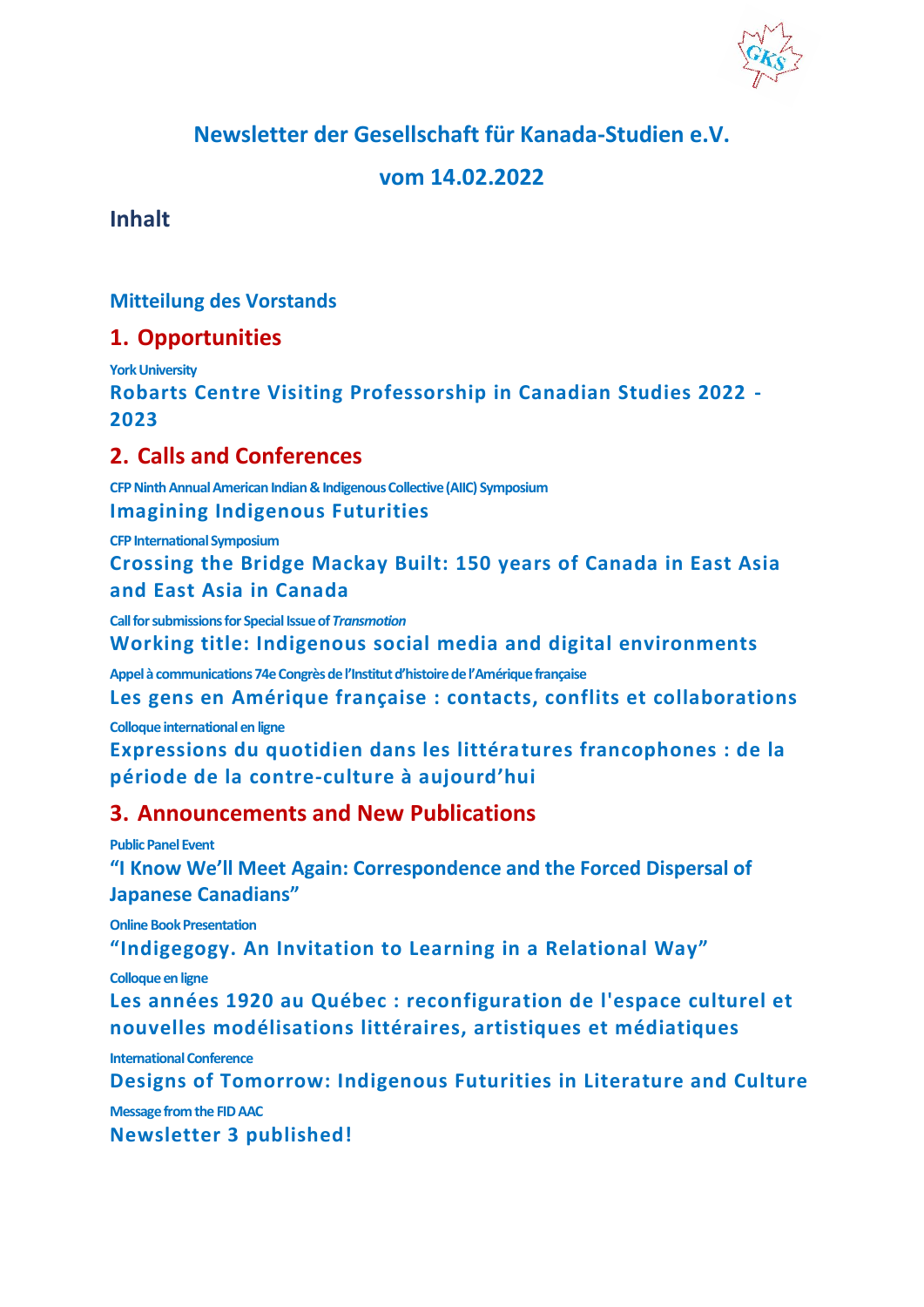# Newsletter der Gesellschaft für Kanada-Studien e.V.

## vom 14.02.2022

## Inhalt

### Mitteilung des Vorstands

## 1. Opportunities

York University

**Robarts Centre Visiting Professorship in Canadian Studies 2022 - 2023**

## 2. Calls and Conferences

CFP Ninth Annual American Indian & Indigenous Collective (AIIC) Symposium

**Imagining Indigenous Futurities**

CFP International Symposium

**Crossing the Bridge Mackay Built: 150 years of Canada in East Asia and East Asia in Canada**

Call for submissions for Special Issue of *Transmotion*

**Working title: Indigenous social media and digital environments**

Appel à communications 74e Congrès de l'Institut d'histoire de l'Amérique française

**Les gens en Amérique française : contacts, conflits et collaborations**

Colloque international en ligne

**Expressions du quotidien dans les littératures francophones : de la période de la contre-culture à aujourd'hui**

## 3. Announcements and New Publications

Public Panel Event

**"I Know We'll Meet Again: Correspondence and the Forced Dispersal of Japanese Canadians"**

Online Book Presentation

**"Indigegogy. An Invitation to Learning in a Relational Way"**

Colloque en ligne

**Les années 1920 au Québec : reconfiguration de l'espace culturel et nouvelles modélisations littéraires, artistiques et médiatiques**

International Conference

**Designs of Tomorrow: Indigenous Futurities in Literature and Culture**

Message from the FID AAC

**Newsletter 3 published!**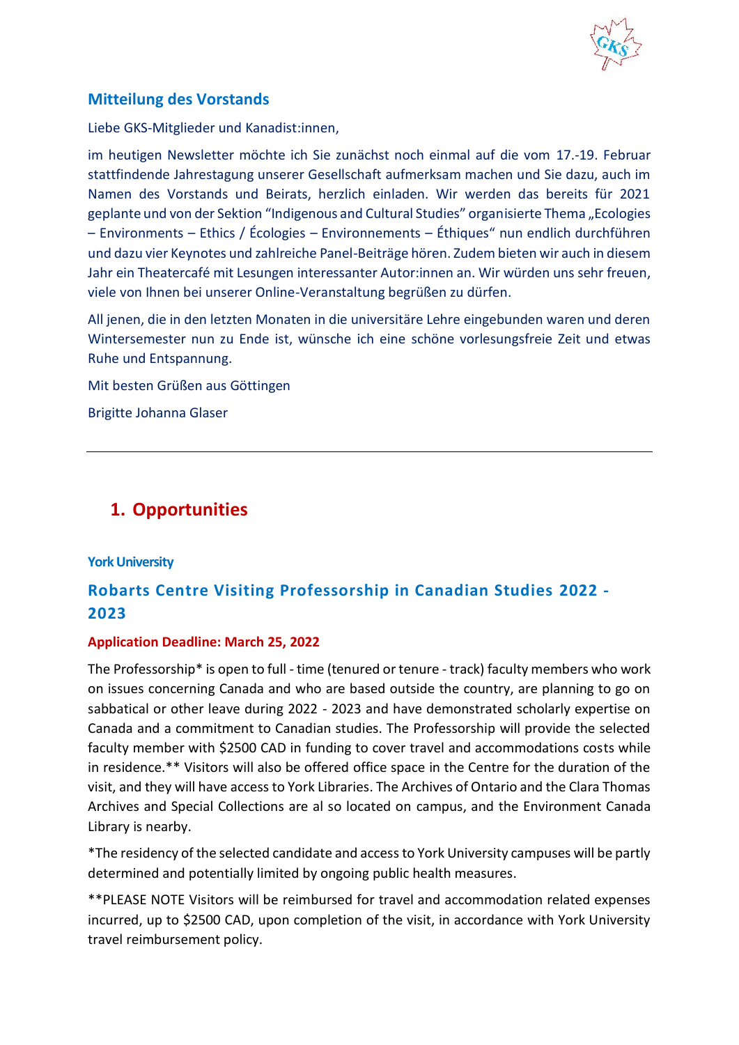## Mitteilung des Vorstands

Liebe GKS-Mitglieder und Kanadist:innen,

im heutigen Newsletter möchte ich Sie zunächst noch einmal auf die vom 17.-19. Februar stattfindende Jahrestagung unserer Gesellschaft aufmerksam machen und Sie dazu, auch im Namen des Vorstands und Beirats, herzlich einladen. Wir werden das bereits für 2021 geplante und von der Sektion "Indigenous and Cultural Studies" organisierte Thema „Ecologies – Environments – Ethics / Écologies – Environnements – Éthiques" nun endlich durchführen und dazu vier Keynotes und zahlreiche Panel-Beiträge hören. Zudem bieten wir auch in diesem Jahr ein Theatercafé mit Lesungen interessanter Autor:innen an. Wir würden uns sehr freuen, viele von Ihnen bei unserer Online-Veranstaltung begrüßen zu dürfen.

All jenen, die in den letzten Monaten in die universitäre Lehre eingebunden waren und deren Wintersemester nun zu Ende ist, wünsche ich eine schöne vorlesungsfreie Zeit und etwas Ruhe und Entspannung.

Mit besten Grüßen aus Göttingen

Brigitte Johanna Glaser

---

# 1. Opportunities

**York University**

### Robarts Centre Visiting Professorship in Canadian Studies 2022 - 2023

**Application Deadline: March 25, 2022**

The Professorship* is open to full - time (tenured or tenure - track) faculty members who work on issues concerning Canada and who are based outside the country, are planning to go on sabbatical or other leave during 2022 - 2023 and have demonstrated scholarly expertise on Canada and a commitment to Canadian studies. The Professorship will provide the selected faculty member with $2500 CAD in funding to cover travel and accommodations costs while in residence.** Visitors will also be offered office space in the Centre for the duration of the visit, and they will have access to York Libraries. The Archives of Ontario and the Clara Thomas Archives and Special Collections are al so located on campus, and the Environment Canada Library is nearby.

*The residency of the selected candidate and access to York University campuses will be partly determined and potentially limited by ongoing public health measures.

**PLEASE NOTE Visitors will be reimbursed for travel and accommodation related expenses incurred, up to $2500 CAD, upon completion of the visit, in accordance with York University travel reimbursement policy.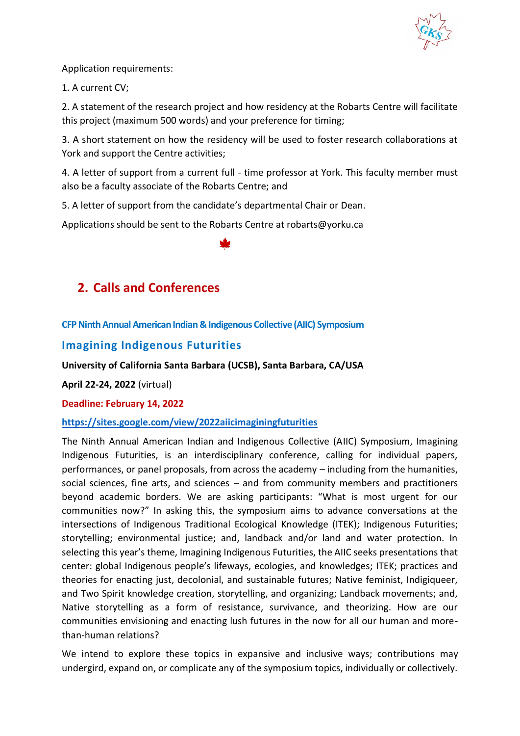Application requirements:

1. A current CV;

2. A statement of the research project and how residency at the Robarts Centre will facilitate this project (maximum 500 words) and your preference for timing;

3. A short statement on how the residency will be used to foster research collaborations at York and support the Centre activities;

4. A letter of support from a current full - time professor at York. This faculty member must also be a faculty associate of the Robarts Centre; and

5. A letter of support from the candidate's departmental Chair or Dean.

Applications should be sent to the Robarts Centre at robarts@yorku.ca

## 2. Calls and Conferences

**CFP Ninth Annual American Indian & Indigenous Collective (AIIC) Symposium**

### Imagining Indigenous Futurities

**University of California Santa Barbara (UCSB), Santa Barbara, CA/USA**

**April 22-24, 2022** (virtual)

**Deadline: February 14, 2022**

**https://sites.google.com/view/2022aiicimaginingfuturities**

The Ninth Annual American Indian and Indigenous Collective (AIIC) Symposium, Imagining Indigenous Futurities, is an interdisciplinary conference, calling for individual papers, performances, or panel proposals, from across the academy – including from the humanities, social sciences, fine arts, and sciences – and from community members and practitioners beyond academic borders. We are asking participants: "What is most urgent for our communities now?" In asking this, the symposium aims to advance conversations at the intersections of Indigenous Traditional Ecological Knowledge (ITEK); Indigenous Futurities; storytelling; environmental justice; and, landback and/or land and water protection. In selecting this year's theme, Imagining Indigenous Futurities, the AIIC seeks presentations that center: global Indigenous people's lifeways, ecologies, and knowledges; ITEK; practices and theories for enacting just, decolonial, and sustainable futures; Native feminist, Indigiqueer, and Two Spirit knowledge creation, storytelling, and organizing; Landback movements; and, Native storytelling as a form of resistance, survivance, and theorizing. How are our communities envisioning and enacting lush futures in the now for all our human and more-than-human relations?

We intend to explore these topics in expansive and inclusive ways; contributions may undergird, expand on, or complicate any of the symposium topics, individually or collectively.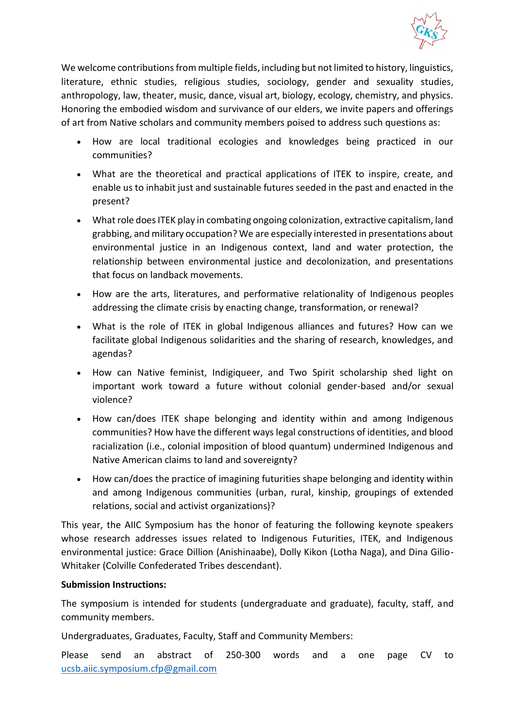We welcome contributions from multiple fields, including but not limited to history, linguistics, literature, ethnic studies, religious studies, sociology, gender and sexuality studies, anthropology, law, theater, music, dance, visual art, biology, ecology, chemistry, and physics. Honoring the embodied wisdom and survivance of our elders, we invite papers and offerings of art from Native scholars and community members poised to address such questions as:

- How are local traditional ecologies and knowledges being practiced in our communities?
- What are the theoretical and practical applications of ITEK to inspire, create, and enable us to inhabit just and sustainable futures seeded in the past and enacted in the present?
- What role does ITEK play in combating ongoing colonization, extractive capitalism, land grabbing, and military occupation? We are especially interested in presentations about environmental justice in an Indigenous context, land and water protection, the relationship between environmental justice and decolonization, and presentations that focus on landback movements.
- How are the arts, literatures, and performative relationality of Indigenous peoples addressing the climate crisis by enacting change, transformation, or renewal?
- What is the role of ITEK in global Indigenous alliances and futures? How can we facilitate global Indigenous solidarities and the sharing of research, knowledges, and agendas?
- How can Native feminist, Indigiqueer, and Two Spirit scholarship shed light on important work toward a future without colonial gender-based and/or sexual violence?
- How can/does ITEK shape belonging and identity within and among Indigenous communities? How have the different ways legal constructions of identities, and blood racialization (i.e., colonial imposition of blood quantum) undermined Indigenous and Native American claims to land and sovereignty?
- How can/does the practice of imagining futurities shape belonging and identity within and among Indigenous communities (urban, rural, kinship, groupings of extended relations, social and activist organizations)?

This year, the AIIC Symposium has the honor of featuring the following keynote speakers whose research addresses issues related to Indigenous Futurities, ITEK, and Indigenous environmental justice: Grace Dillion (Anishinaabe), Dolly Kikon (Lotha Naga), and Dina Gilio-Whitaker (Colville Confederated Tribes descendant).

**Submission Instructions:**

The symposium is intended for students (undergraduate and graduate), faculty, staff, and community members.

Undergraduates, Graduates, Faculty, Staff and Community Members:

Please send an abstract of 250-300 words and a one page CV to ucsb.aiic.symposium.cfp@gmail.com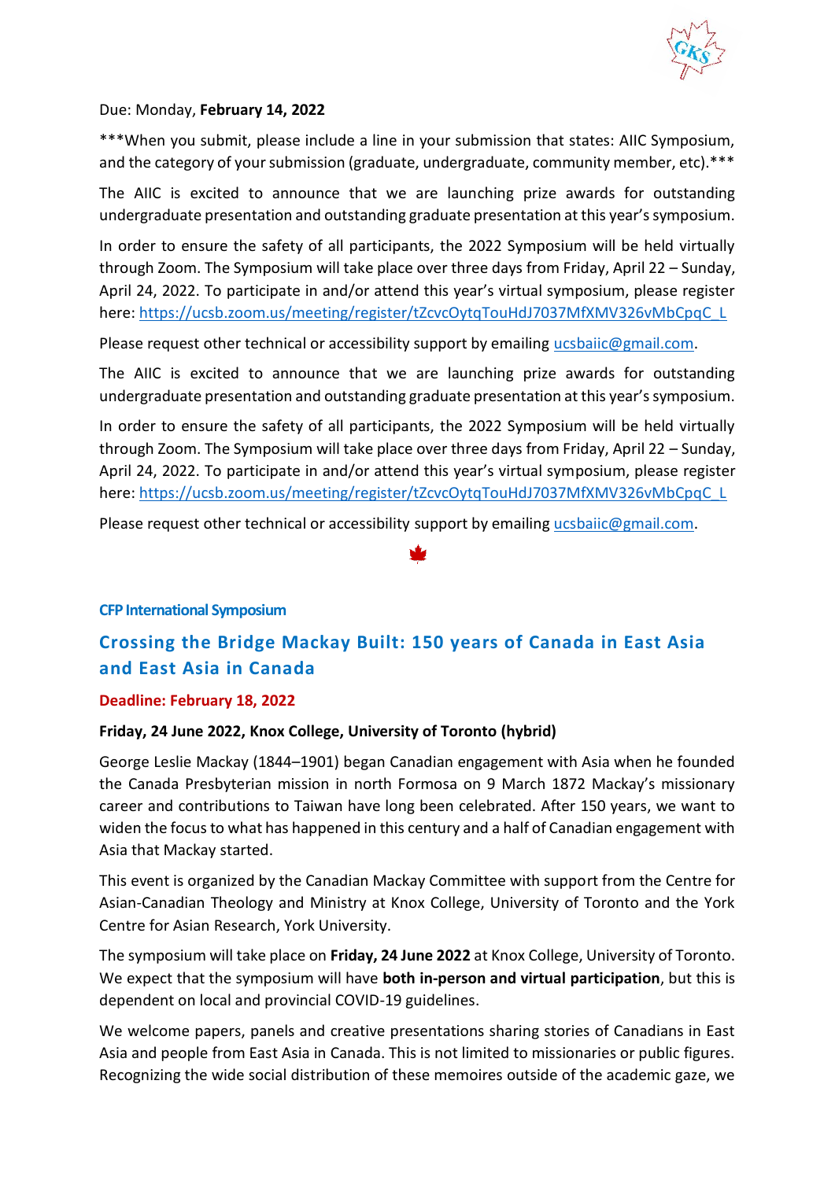Due: Monday, **February 14, 2022**

***When you submit, please include a line in your submission that states: AIIC Symposium, and the category of your submission (graduate, undergraduate, community member, etc).***

The AIIC is excited to announce that we are launching prize awards for outstanding undergraduate presentation and outstanding graduate presentation at this year's symposium.

In order to ensure the safety of all participants, the 2022 Symposium will be held virtually through Zoom. The Symposium will take place over three days from Friday, April 22 – Sunday, April 24, 2022. To participate in and/or attend this year's virtual symposium, please register here: https://ucsb.zoom.us/meeting/register/tZcvcOytqTouHdJ7037MfXMV326vMbCpqC_L

Please request other technical or accessibility support by emailing ucsbaiic@gmail.com.

The AIIC is excited to announce that we are launching prize awards for outstanding undergraduate presentation and outstanding graduate presentation at this year's symposium.

In order to ensure the safety of all participants, the 2022 Symposium will be held virtually through Zoom. The Symposium will take place over three days from Friday, April 22 – Sunday, April 24, 2022. To participate in and/or attend this year's virtual symposium, please register here: https://ucsb.zoom.us/meeting/register/tZcvcOytqTouHdJ7037MfXMV326vMbCpqC_L

Please request other technical or accessibility support by emailing ucsbaiic@gmail.com.

**CFP International Symposium**

## Crossing the Bridge Mackay Built: 150 years of Canada in East Asia and East Asia in Canada

**Deadline: February 18, 2022**

**Friday, 24 June 2022, Knox College, University of Toronto (hybrid)**

George Leslie Mackay (1844–1901) began Canadian engagement with Asia when he founded the Canada Presbyterian mission in north Formosa on 9 March 1872 Mackay's missionary career and contributions to Taiwan have long been celebrated. After 150 years, we want to widen the focus to what has happened in this century and a half of Canadian engagement with Asia that Mackay started.

This event is organized by the Canadian Mackay Committee with support from the Centre for Asian-Canadian Theology and Ministry at Knox College, University of Toronto and the York Centre for Asian Research, York University.

The symposium will take place on **Friday, 24 June 2022** at Knox College, University of Toronto. We expect that the symposium will have **both in-person and virtual participation**, but this is dependent on local and provincial COVID-19 guidelines.

We welcome papers, panels and creative presentations sharing stories of Canadians in East Asia and people from East Asia in Canada. This is not limited to missionaries or public figures. Recognizing the wide social distribution of these memoires outside of the academic gaze, we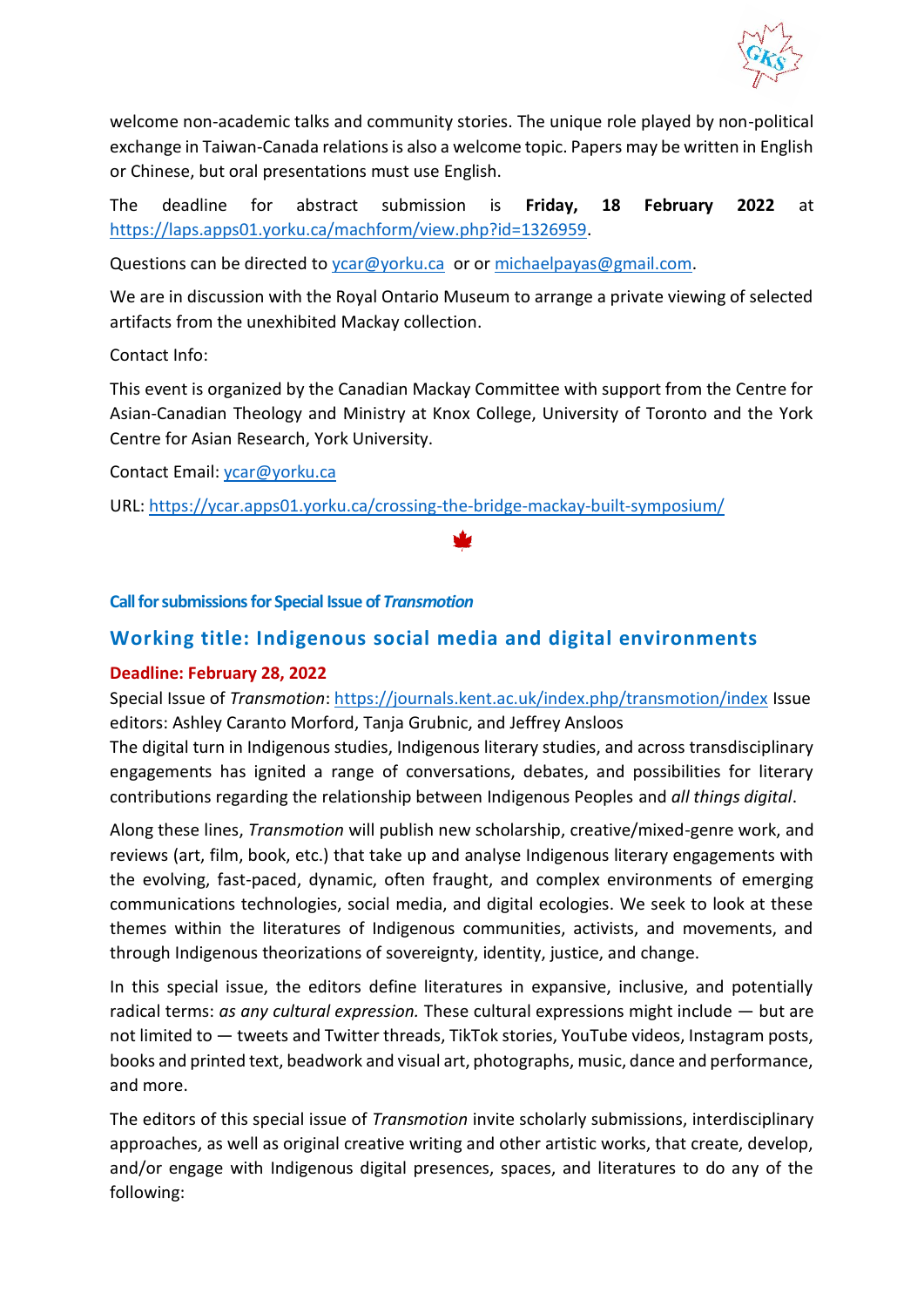welcome non-academic talks and community stories. The unique role played by non-political exchange in Taiwan-Canada relations is also a welcome topic. Papers may be written in English or Chinese, but oral presentations must use English.

The deadline for abstract submission is **Friday, 18 February 2022** at https://laps.apps01.yorku.ca/machform/view.php?id=1326959.

Questions can be directed to ycar@yorku.ca or or michaelpayas@gmail.com.

We are in discussion with the Royal Ontario Museum to arrange a private viewing of selected artifacts from the unexhibited Mackay collection.

Contact Info:

This event is organized by the Canadian Mackay Committee with support from the Centre for Asian-Canadian Theology and Ministry at Knox College, University of Toronto and the York Centre for Asian Research, York University.

Contact Email: ycar@yorku.ca

URL: https://ycar.apps01.yorku.ca/crossing-the-bridge-mackay-built-symposium/

**Call for submissions for Special Issue of *Transmotion***

## Working title: Indigenous social media and digital environments

**Deadline: February 28, 2022**

Special Issue of *Transmotion*: https://journals.kent.ac.uk/index.php/transmotion/index Issue editors: Ashley Caranto Morford, Tanja Grubnic, and Jeffrey Ansloos

The digital turn in Indigenous studies, Indigenous literary studies, and across transdisciplinary engagements has ignited a range of conversations, debates, and possibilities for literary contributions regarding the relationship between Indigenous Peoples and *all things digital*.

Along these lines, *Transmotion* will publish new scholarship, creative/mixed-genre work, and reviews (art, film, book, etc.) that take up and analyse Indigenous literary engagements with the evolving, fast-paced, dynamic, often fraught, and complex environments of emerging communications technologies, social media, and digital ecologies. We seek to look at these themes within the literatures of Indigenous communities, activists, and movements, and through Indigenous theorizations of sovereignty, identity, justice, and change.

In this special issue, the editors define literatures in expansive, inclusive, and potentially radical terms: *as any cultural expression.* These cultural expressions might include — but are not limited to — tweets and Twitter threads, TikTok stories, YouTube videos, Instagram posts, books and printed text, beadwork and visual art, photographs, music, dance and performance, and more.

The editors of this special issue of *Transmotion* invite scholarly submissions, interdisciplinary approaches, as well as original creative writing and other artistic works, that create, develop, and/or engage with Indigenous digital presences, spaces, and literatures to do any of the following: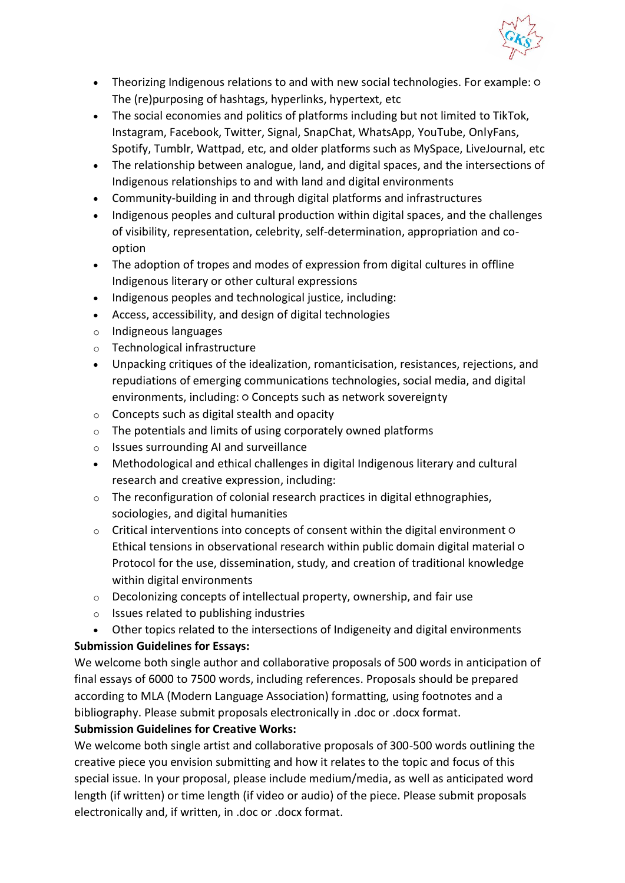- Theorizing Indigenous relations to and with new social technologies. For example:
  - The (re)purposing of hashtags, hyperlinks, hypertext, etc
- The social economies and politics of platforms including but not limited to TikTok, Instagram, Facebook, Twitter, Signal, SnapChat, WhatsApp, YouTube, OnlyFans, Spotify, Tumblr, Wattpad, etc, and older platforms such as MySpace, LiveJournal, etc
- The relationship between analogue, land, and digital spaces, and the intersections of Indigenous relationships to and with land and digital environments
- Community-building in and through digital platforms and infrastructures
- Indigenous peoples and cultural production within digital spaces, and the challenges of visibility, representation, celebrity, self-determination, appropriation and co-option
- The adoption of tropes and modes of expression from digital cultures in offline Indigenous literary or other cultural expressions
- Indigenous peoples and technological justice, including:
- Access, accessibility, and design of digital technologies
  - Indigneous languages
  - Technological infrastructure
- Unpacking critiques of the idealization, romanticisation, resistances, rejections, and repudiations of emerging communications technologies, social media, and digital environments, including:
  - Concepts such as network sovereignty
  - Concepts such as digital stealth and opacity
  - The potentials and limits of using corporately owned platforms
  - Issues surrounding AI and surveillance
- Methodological and ethical challenges in digital Indigenous literary and cultural research and creative expression, including:
  - The reconfiguration of colonial research practices in digital ethnographies, sociologies, and digital humanities
  - Critical interventions into concepts of consent within the digital environment
  - Ethical tensions in observational research within public domain digital material
  - Protocol for the use, dissemination, study, and creation of traditional knowledge within digital environments
  - Decolonizing concepts of intellectual property, ownership, and fair use
  - Issues related to publishing industries
- Other topics related to the intersections of Indigeneity and digital environments

**Submission Guidelines for Essays:**

We welcome both single author and collaborative proposals of 500 words in anticipation of final essays of 6000 to 7500 words, including references. Proposals should be prepared according to MLA (Modern Language Association) formatting, using footnotes and a bibliography. Please submit proposals electronically in .doc or .docx format.

**Submission Guidelines for Creative Works:**

We welcome both single artist and collaborative proposals of 300-500 words outlining the creative piece you envision submitting and how it relates to the topic and focus of this special issue. In your proposal, please include medium/media, as well as anticipated word length (if written) or time length (if video or audio) of the piece. Please submit proposals electronically and, if written, in .doc or .docx format.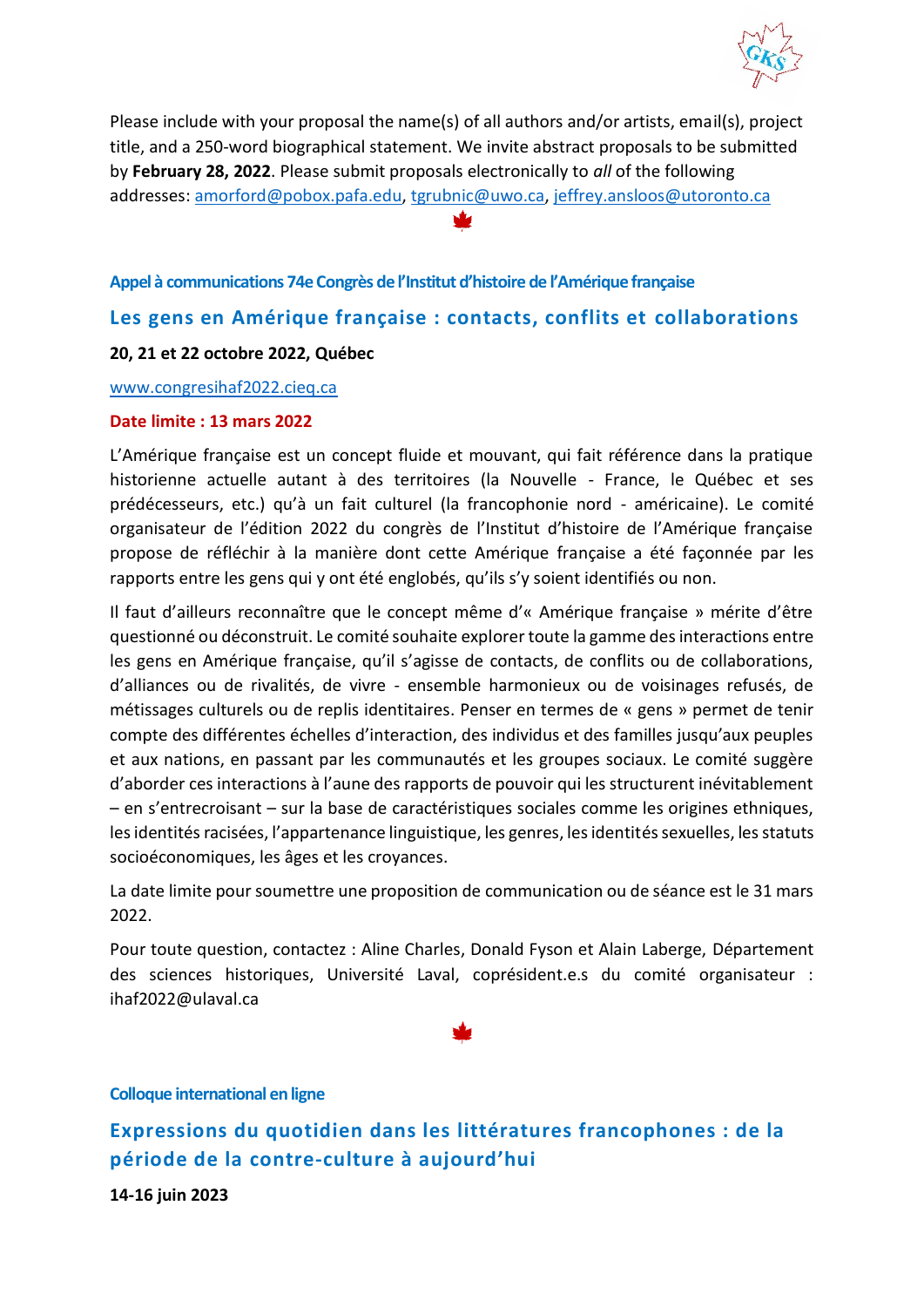Please include with your proposal the name(s) of all authors and/or artists, email(s), project title, and a 250-word biographical statement. We invite abstract proposals to be submitted by **February 28, 2022**. Please submit proposals electronically to *all* of the following addresses: amorford@pobox.pafa.edu, tgrubnic@uwo.ca, jeffrey.ansloos@utoronto.ca

### Appel à communications 74e Congrès de l'Institut d'histoire de l'Amérique française

## Les gens en Amérique française : contacts, conflits et collaborations

**20, 21 et 22 octobre 2022, Québec**

www.congresihaf2022.cieq.ca

**Date limite : 13 mars 2022**

L'Amérique française est un concept fluide et mouvant, qui fait référence dans la pratique historienne actuelle autant à des territoires (la Nouvelle - France, le Québec et ses prédécesseurs, etc.) qu'à un fait culturel (la francophonie nord - américaine). Le comité organisateur de l'édition 2022 du congrès de l'Institut d'histoire de l'Amérique française propose de réfléchir à la manière dont cette Amérique française a été façonnée par les rapports entre les gens qui y ont été englobés, qu'ils s'y soient identifiés ou non.

Il faut d'ailleurs reconnaître que le concept même d'« Amérique française » mérite d'être questionné ou déconstruit. Le comité souhaite explorer toute la gamme des interactions entre les gens en Amérique française, qu'il s'agisse de contacts, de conflits ou de collaborations, d'alliances ou de rivalités, de vivre - ensemble harmonieux ou de voisinages refusés, de métissages culturels ou de replis identitaires. Penser en termes de « gens » permet de tenir compte des différentes échelles d'interaction, des individus et des familles jusqu'aux peuples et aux nations, en passant par les communautés et les groupes sociaux. Le comité suggère d'aborder ces interactions à l'aune des rapports de pouvoir qui les structurent inévitablement – en s'entrecroisant – sur la base de caractéristiques sociales comme les origines ethniques, les identités racisées, l'appartenance linguistique, les genres, les identités sexuelles, les statuts socioéconomiques, les âges et les croyances.

La date limite pour soumettre une proposition de communication ou de séance est le 31 mars 2022.

Pour toute question, contactez : Aline Charles, Donald Fyson et Alain Laberge, Département des sciences historiques, Université Laval, coprésident.e.s du comité organisateur : ihaf2022@ulaval.ca

### Colloque international en ligne

## Expressions du quotidien dans les littératures francophones : de la période de la contre-culture à aujourd'hui

**14-16 juin 2023**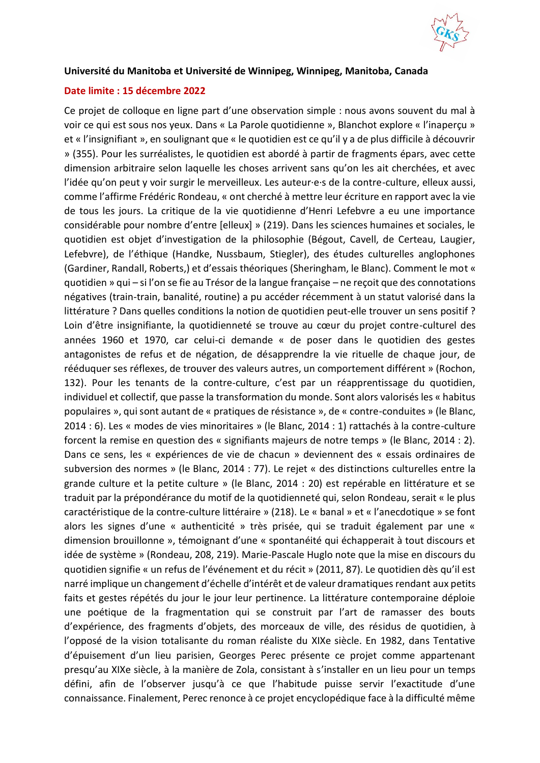**Université du Manitoba et Université de Winnipeg, Winnipeg, Manitoba, Canada**

**Date limite : 15 décembre 2022**

Ce projet de colloque en ligne part d'une observation simple : nous avons souvent du mal à voir ce qui est sous nos yeux. Dans « La Parole quotidienne », Blanchot explore « l'inaperçu » et « l'insignifiant », en soulignant que « le quotidien est ce qu'il y a de plus difficile à découvrir » (355). Pour les surréalistes, le quotidien est abordé à partir de fragments épars, avec cette dimension arbitraire selon laquelle les choses arrivent sans qu'on les ait cherchées, et avec l'idée qu'on peut y voir surgir le merveilleux. Les auteur·e·s de la contre-culture, elleux aussi, comme l'affirme Frédéric Rondeau, « ont cherché à mettre leur écriture en rapport avec la vie de tous les jours. La critique de la vie quotidienne d'Henri Lefebvre a eu une importance considérable pour nombre d'entre [elleux] » (219). Dans les sciences humaines et sociales, le quotidien est objet d'investigation de la philosophie (Bégout, Cavell, de Certeau, Laugier, Lefebvre), de l'éthique (Handke, Nussbaum, Stiegler), des études culturelles anglophones (Gardiner, Randall, Roberts,) et d'essais théoriques (Sheringham, le Blanc). Comment le mot « quotidien » qui – si l'on se fie au Trésor de la langue française – ne reçoit que des connotations négatives (train-train, banalité, routine) a pu accéder récemment à un statut valorisé dans la littérature ? Dans quelles conditions la notion de quotidien peut-elle trouver un sens positif ? Loin d'être insignifiante, la quotidienneté se trouve au cœur du projet contre-culturel des années 1960 et 1970, car celui-ci demande « de poser dans le quotidien des gestes antagonistes de refus et de négation, de désapprendre la vie rituelle de chaque jour, de rééduquer ses réflexes, de trouver des valeurs autres, un comportement différent » (Rochon, 132). Pour les tenants de la contre-culture, c'est par un réapprentissage du quotidien, individuel et collectif, que passe la transformation du monde. Sont alors valorisés les « habitus populaires », qui sont autant de « pratiques de résistance », de « contre-conduites » (le Blanc, 2014 : 6). Les « modes de vies minoritaires » (le Blanc, 2014 : 1) rattachés à la contre-culture forcent la remise en question des « signifiants majeurs de notre temps » (le Blanc, 2014 : 2). Dans ce sens, les « expériences de vie de chacun » deviennent des « essais ordinaires de subversion des normes » (le Blanc, 2014 : 77). Le rejet « des distinctions culturelles entre la grande culture et la petite culture » (le Blanc, 2014 : 20) est repérable en littérature et se traduit par la prépondérance du motif de la quotidienneté qui, selon Rondeau, serait « le plus caractéristique de la contre-culture littéraire » (218). Le « banal » et « l'anecdotique » se font alors les signes d'une « authenticité » très prisée, qui se traduit également par une « dimension brouillonne », témoignant d'une « spontanéité qui échapperait à tout discours et idée de système » (Rondeau, 208, 219). Marie-Pascale Huglo note que la mise en discours du quotidien signifie « un refus de l'événement et du récit » (2011, 87). Le quotidien dès qu'il est narré implique un changement d'échelle d'intérêt et de valeur dramatiques rendant aux petits faits et gestes répétés du jour le jour leur pertinence. La littérature contemporaine déploie une poétique de la fragmentation qui se construit par l'art de ramasser des bouts d'expérience, des fragments d'objets, des morceaux de ville, des résidus de quotidien, à l'opposé de la vision totalisante du roman réaliste du XIXe siècle. En 1982, dans Tentative d'épuisement d'un lieu parisien, Georges Perec présente ce projet comme appartenant presqu'au XIXe siècle, à la manière de Zola, consistant à s'installer en un lieu pour un temps défini, afin de l'observer jusqu'à ce que l'habitude puisse servir l'exactitude d'une connaissance. Finalement, Perec renonce à ce projet encyclopédique face à la difficulté même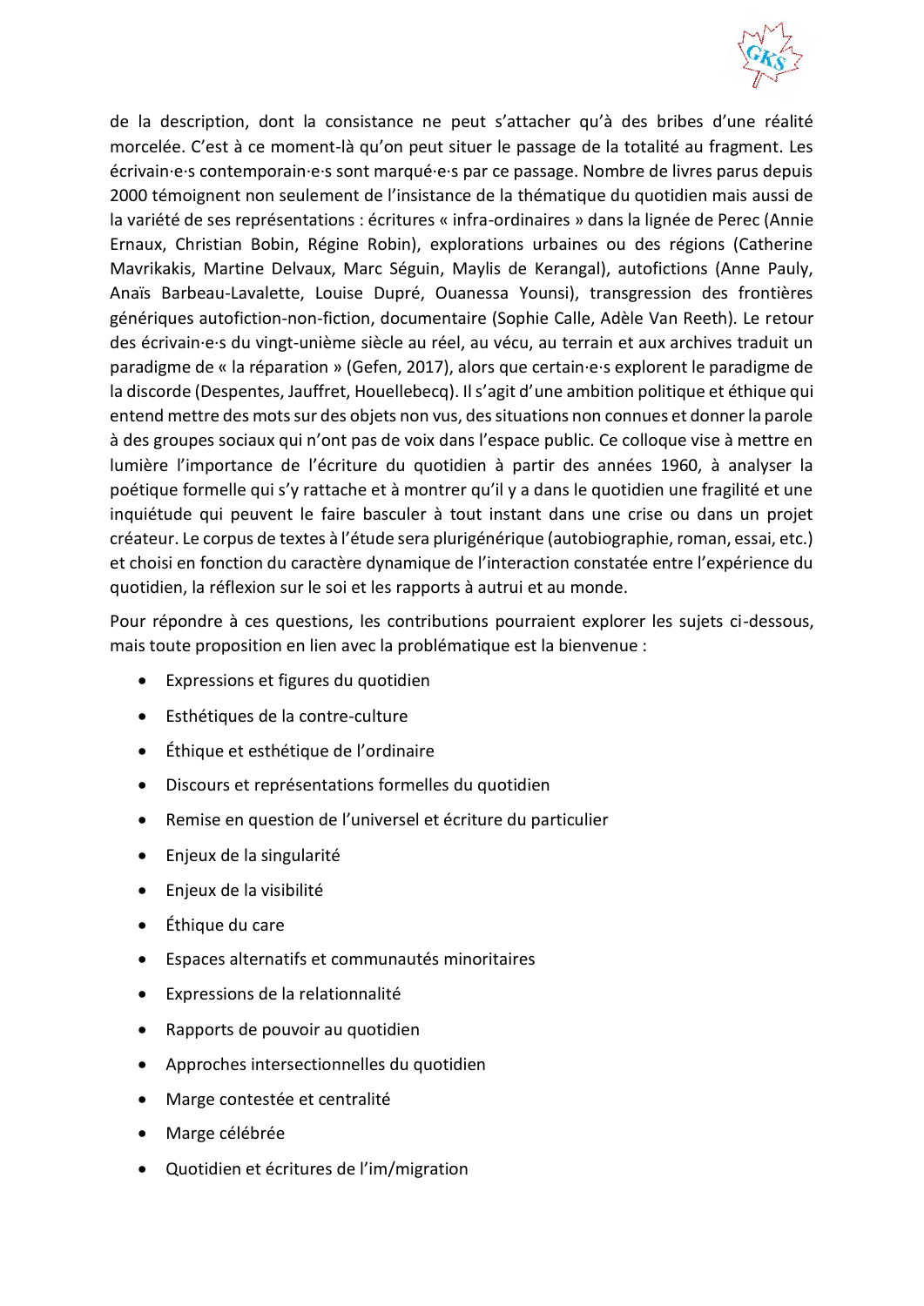de la description, dont la consistance ne peut s'attacher qu'à des bribes d'une réalité morcelée. C'est à ce moment-là qu'on peut situer le passage de la totalité au fragment. Les écrivain·e·s contemporain·e·s sont marqué·e·s par ce passage. Nombre de livres parus depuis 2000 témoignent non seulement de l'insistance de la thématique du quotidien mais aussi de la variété de ses représentations : écritures « infra-ordinaires » dans la lignée de Perec (Annie Ernaux, Christian Bobin, Régine Robin), explorations urbaines ou des régions (Catherine Mavrikakis, Martine Delvaux, Marc Séguin, Maylis de Kerangal), autofictions (Anne Pauly, Anaïs Barbeau-Lavalette, Louise Dupré, Ouanessa Younsi), transgression des frontières génériques autofiction-non-fiction, documentaire (Sophie Calle, Adèle Van Reeth). Le retour des écrivain·e·s du vingt-unième siècle au réel, au vécu, au terrain et aux archives traduit un paradigme de « la réparation » (Gefen, 2017), alors que certain·e·s explorent le paradigme de la discorde (Despentes, Jauffret, Houellebecq). Il s'agit d'une ambition politique et éthique qui entend mettre des mots sur des objets non vus, des situations non connues et donner la parole à des groupes sociaux qui n'ont pas de voix dans l'espace public. Ce colloque vise à mettre en lumière l'importance de l'écriture du quotidien à partir des années 1960, à analyser la poétique formelle qui s'y rattache et à montrer qu'il y a dans le quotidien une fragilité et une inquiétude qui peuvent le faire basculer à tout instant dans une crise ou dans un projet créateur. Le corpus de textes à l'étude sera plurigénérique (autobiographie, roman, essai, etc.) et choisi en fonction du caractère dynamique de l'interaction constatée entre l'expérience du quotidien, la réflexion sur le soi et les rapports à autrui et au monde.

Pour répondre à ces questions, les contributions pourraient explorer les sujets ci-dessous, mais toute proposition en lien avec la problématique est la bienvenue :

- Expressions et figures du quotidien
- Esthétiques de la contre-culture
- Éthique et esthétique de l'ordinaire
- Discours et représentations formelles du quotidien
- Remise en question de l'universel et écriture du particulier
- Enjeux de la singularité
- Enjeux de la visibilité
- Éthique du care
- Espaces alternatifs et communautés minoritaires
- Expressions de la relationnalité
- Rapports de pouvoir au quotidien
- Approches intersectionnelles du quotidien
- Marge contestée et centralité
- Marge célébrée
- Quotidien et écritures de l'im/migration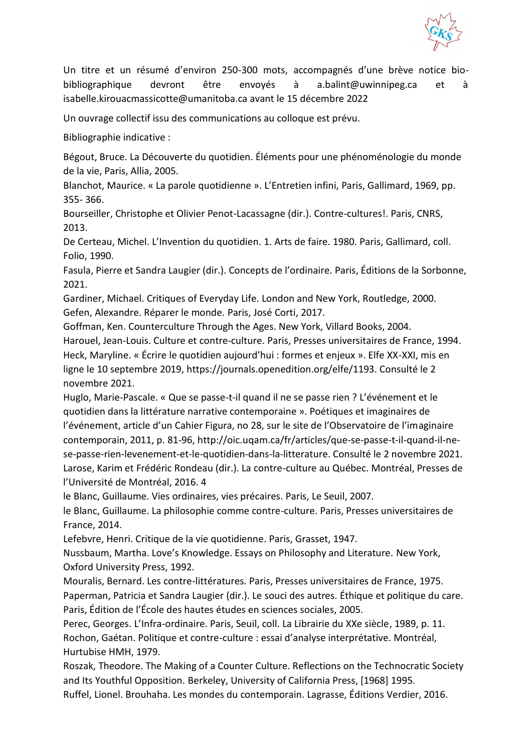Un titre et un résumé d'environ 250-300 mots, accompagnés d'une brève notice bio-bibliographique devront être envoyés à a.balint@uwinnipeg.ca et à isabelle.kirouacmassicotte@umanitoba.ca avant le 15 décembre 2022

Un ouvrage collectif issu des communications au colloque est prévu.

Bibliographie indicative :

Bégout, Bruce. La Découverte du quotidien. Éléments pour une phénoménologie du monde de la vie, Paris, Allia, 2005.
Blanchot, Maurice. « La parole quotidienne ». L'Entretien infini, Paris, Gallimard, 1969, pp. 355- 366.
Bourseiller, Christophe et Olivier Penot-Lacassagne (dir.). Contre-cultures!. Paris, CNRS, 2013.
De Certeau, Michel. L'Invention du quotidien. 1. Arts de faire. 1980. Paris, Gallimard, coll. Folio, 1990.
Fasula, Pierre et Sandra Laugier (dir.). Concepts de l'ordinaire. Paris, Éditions de la Sorbonne, 2021.
Gardiner, Michael. Critiques of Everyday Life. London and New York, Routledge, 2000.
Gefen, Alexandre. Réparer le monde. Paris, José Corti, 2017.
Goffman, Ken. Counterculture Through the Ages. New York, Villard Books, 2004.
Harouel, Jean-Louis. Culture et contre-culture. Paris, Presses universitaires de France, 1994.
Heck, Maryline. « Écrire le quotidien aujourd'hui : formes et enjeux ». Elfe XX-XXI, mis en ligne le 10 septembre 2019, https://journals.openedition.org/elfe/1193. Consulté le 2 novembre 2021.
Huglo, Marie-Pascale. « Que se passe-t-il quand il ne se passe rien ? L'événement et le quotidien dans la littérature narrative contemporaine ». Poétiques et imaginaires de l'événement, article d'un Cahier Figura, no 28, sur le site de l'Observatoire de l'imaginaire contemporain, 2011, p. 81-96, http://oic.uqam.ca/fr/articles/que-se-passe-t-il-quand-il-ne-se-passe-rien-levenement-et-le-quotidien-dans-la-litterature. Consulté le 2 novembre 2021.
Larose, Karim et Frédéric Rondeau (dir.). La contre-culture au Québec. Montréal, Presses de l'Université de Montréal, 2016. 4
le Blanc, Guillaume. Vies ordinaires, vies précaires. Paris, Le Seuil, 2007.
le Blanc, Guillaume. La philosophie comme contre-culture. Paris, Presses universitaires de France, 2014.
Lefebvre, Henri. Critique de la vie quotidienne. Paris, Grasset, 1947.
Nussbaum, Martha. Love's Knowledge. Essays on Philosophy and Literature. New York, Oxford University Press, 1992.
Mouralis, Bernard. Les contre-littératures. Paris, Presses universitaires de France, 1975.
Paperman, Patricia et Sandra Laugier (dir.). Le souci des autres. Éthique et politique du care. Paris, Édition de l'École des hautes études en sciences sociales, 2005.
Perec, Georges. L'Infra-ordinaire. Paris, Seuil, coll. La Librairie du XXe siècle, 1989, p. 11.
Rochon, Gaétan. Politique et contre-culture : essai d'analyse interprétative. Montréal, Hurtubise HMH, 1979.
Roszak, Theodore. The Making of a Counter Culture. Reflections on the Technocratic Society and Its Youthful Opposition. Berkeley, University of California Press, [1968] 1995.
Ruffel, Lionel. Brouhaha. Les mondes du contemporain. Lagrasse, Éditions Verdier, 2016.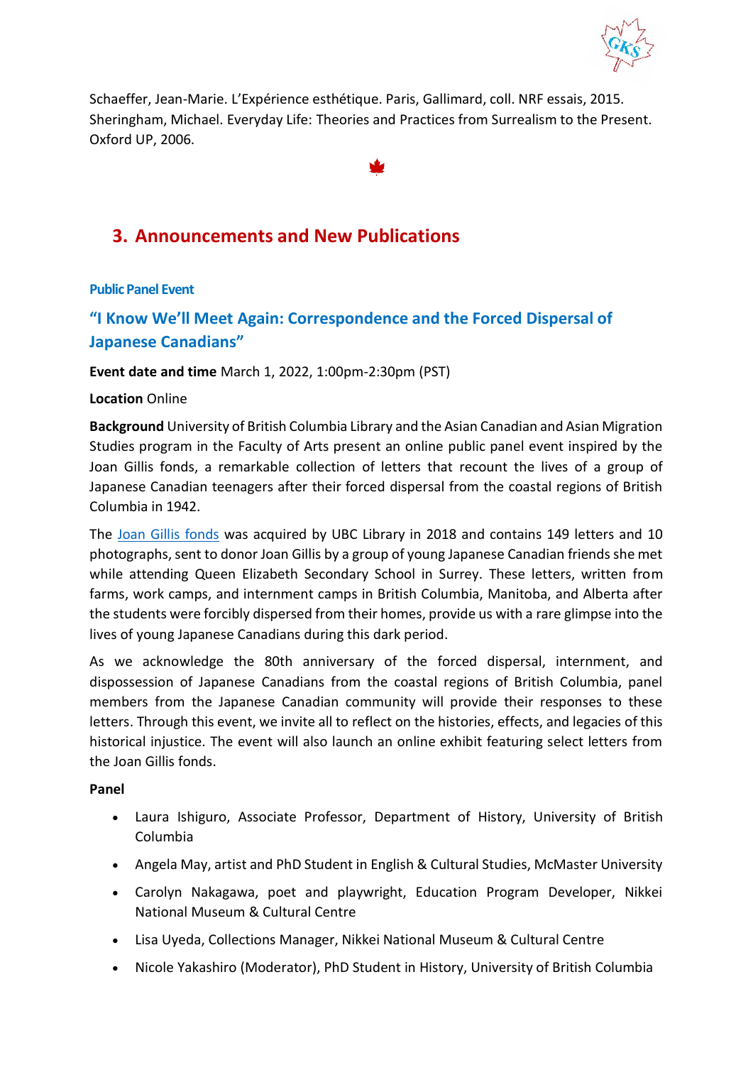Schaeffer, Jean-Marie. L'Expérience esthétique. Paris, Gallimard, coll. NRF essais, 2015.
Sheringham, Michael. Everyday Life: Theories and Practices from Surrealism to the Present. Oxford UP, 2006.

## 3. Announcements and New Publications

**Public Panel Event**

### "I Know We'll Meet Again: Correspondence and the Forced Dispersal of Japanese Canadians"

**Event date and time** March 1, 2022, 1:00pm-2:30pm (PST)

**Location** Online

**Background** University of British Columbia Library and the Asian Canadian and Asian Migration Studies program in the Faculty of Arts present an online public panel event inspired by the Joan Gillis fonds, a remarkable collection of letters that recount the lives of a group of Japanese Canadian teenagers after their forced dispersal from the coastal regions of British Columbia in 1942.

The Joan Gillis fonds was acquired by UBC Library in 2018 and contains 149 letters and 10 photographs, sent to donor Joan Gillis by a group of young Japanese Canadian friends she met while attending Queen Elizabeth Secondary School in Surrey. These letters, written from farms, work camps, and internment camps in British Columbia, Manitoba, and Alberta after the students were forcibly dispersed from their homes, provide us with a rare glimpse into the lives of young Japanese Canadians during this dark period.

As we acknowledge the 80th anniversary of the forced dispersal, internment, and dispossession of Japanese Canadians from the coastal regions of British Columbia, panel members from the Japanese Canadian community will provide their responses to these letters. Through this event, we invite all to reflect on the histories, effects, and legacies of this historical injustice. The event will also launch an online exhibit featuring select letters from the Joan Gillis fonds.

**Panel**

- Laura Ishiguro, Associate Professor, Department of History, University of British Columbia
- Angela May, artist and PhD Student in English & Cultural Studies, McMaster University
- Carolyn Nakagawa, poet and playwright, Education Program Developer, Nikkei National Museum & Cultural Centre
- Lisa Uyeda, Collections Manager, Nikkei National Museum & Cultural Centre
- Nicole Yakashiro (Moderator), PhD Student in History, University of British Columbia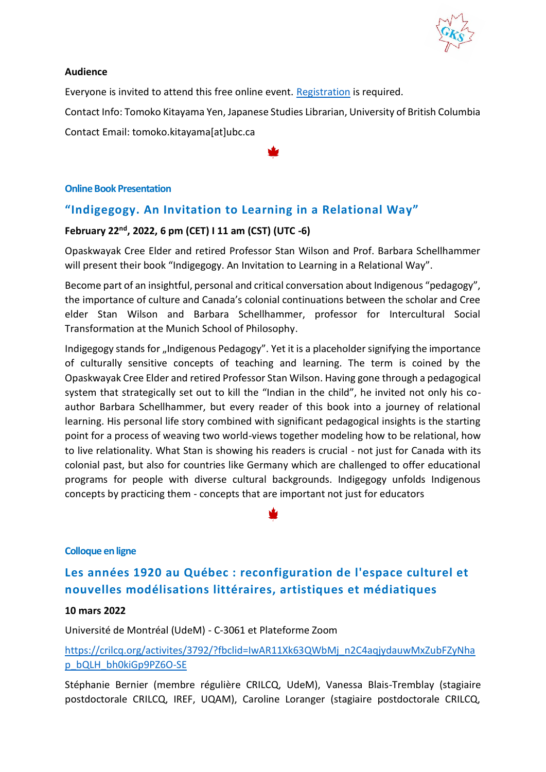**Audience**

Everyone is invited to attend this free online event. [Registration] is required.

Contact Info: Tomoko Kitayama Yen, Japanese Studies Librarian, University of British Columbia

Contact Email: tomoko.kitayama[at]ubc.ca

**Online Book Presentation**

## "Indigegogy. An Invitation to Learning in a Relational Way"

**February 22nd, 2022, 6 pm (CET) I 11 am (CST) (UTC -6)**

Opaskwayak Cree Elder and retired Professor Stan Wilson and Prof. Barbara Schellhammer will present their book "Indigegogy. An Invitation to Learning in a Relational Way".

Become part of an insightful, personal and critical conversation about Indigenous "pedagogy", the importance of culture and Canada's colonial continuations between the scholar and Cree elder Stan Wilson and Barbara Schellhammer, professor for Intercultural Social Transformation at the Munich School of Philosophy.

Indigegogy stands for „Indigenous Pedagogy". Yet it is a placeholder signifying the importance of culturally sensitive concepts of teaching and learning. The term is coined by the Opaskwayak Cree Elder and retired Professor Stan Wilson. Having gone through a pedagogical system that strategically set out to kill the "Indian in the child", he invited not only his co-author Barbara Schellhammer, but every reader of this book into a journey of relational learning. His personal life story combined with significant pedagogical insights is the starting point for a process of weaving two world-views together modeling how to be relational, how to live relationality. What Stan is showing his readers is crucial - not just for Canada with its colonial past, but also for countries like Germany which are challenged to offer educational programs for people with diverse cultural backgrounds. Indigegogy unfolds Indigenous concepts by practicing them - concepts that are important not just for educators

**Colloque en ligne**

## Les années 1920 au Québec : reconfiguration de l'espace culturel et nouvelles modélisations littéraires, artistiques et médiatiques

**10 mars 2022**

Université de Montréal (UdeM) - C-3061 et Plateforme Zoom

https://crilcq.org/activites/3792/?fbclid=IwAR11Xk63QWbMj_n2C4aqjydauwMxZubFZyNhap_bQLH_bh0kiGp9PZ6O-SE

Stéphanie Bernier (membre régulière CRILCQ, UdeM), Vanessa Blais-Tremblay (stagiaire postdoctorale CRILCQ, IREF, UQAM), Caroline Loranger (stagiaire postdoctorale CRILCQ,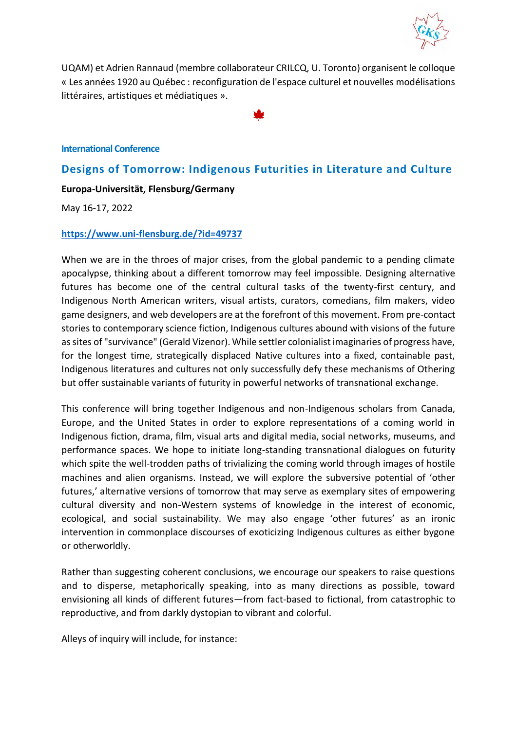UQAM) et Adrien Rannaud (membre collaborateur CRILCQ, U. Toronto) organisent le colloque « Les années 1920 au Québec : reconfiguration de l'espace culturel et nouvelles modélisations littéraires, artistiques et médiatiques ».

### International Conference

## Designs of Tomorrow: Indigenous Futurities in Literature and Culture

**Europa-Universität, Flensburg/Germany**

May 16-17, 2022

**https://www.uni-flensburg.de/?id=49737**

When we are in the throes of major crises, from the global pandemic to a pending climate apocalypse, thinking about a different tomorrow may feel impossible. Designing alternative futures has become one of the central cultural tasks of the twenty-first century, and Indigenous North American writers, visual artists, curators, comedians, film makers, video game designers, and web developers are at the forefront of this movement. From pre-contact stories to contemporary science fiction, Indigenous cultures abound with visions of the future as sites of "survivance" (Gerald Vizenor). While settler colonialist imaginaries of progress have, for the longest time, strategically displaced Native cultures into a fixed, containable past, Indigenous literatures and cultures not only successfully defy these mechanisms of Othering but offer sustainable variants of futurity in powerful networks of transnational exchange.

This conference will bring together Indigenous and non-Indigenous scholars from Canada, Europe, and the United States in order to explore representations of a coming world in Indigenous fiction, drama, film, visual arts and digital media, social networks, museums, and performance spaces. We hope to initiate long-standing transnational dialogues on futurity which spite the well-trodden paths of trivializing the coming world through images of hostile machines and alien organisms. Instead, we will explore the subversive potential of 'other futures,' alternative versions of tomorrow that may serve as exemplary sites of empowering cultural diversity and non-Western systems of knowledge in the interest of economic, ecological, and social sustainability. We may also engage 'other futures' as an ironic intervention in commonplace discourses of exoticizing Indigenous cultures as either bygone or otherworldly.

Rather than suggesting coherent conclusions, we encourage our speakers to raise questions and to disperse, metaphorically speaking, into as many directions as possible, toward envisioning all kinds of different futures—from fact-based to fictional, from catastrophic to reproductive, and from darkly dystopian to vibrant and colorful.

Alleys of inquiry will include, for instance: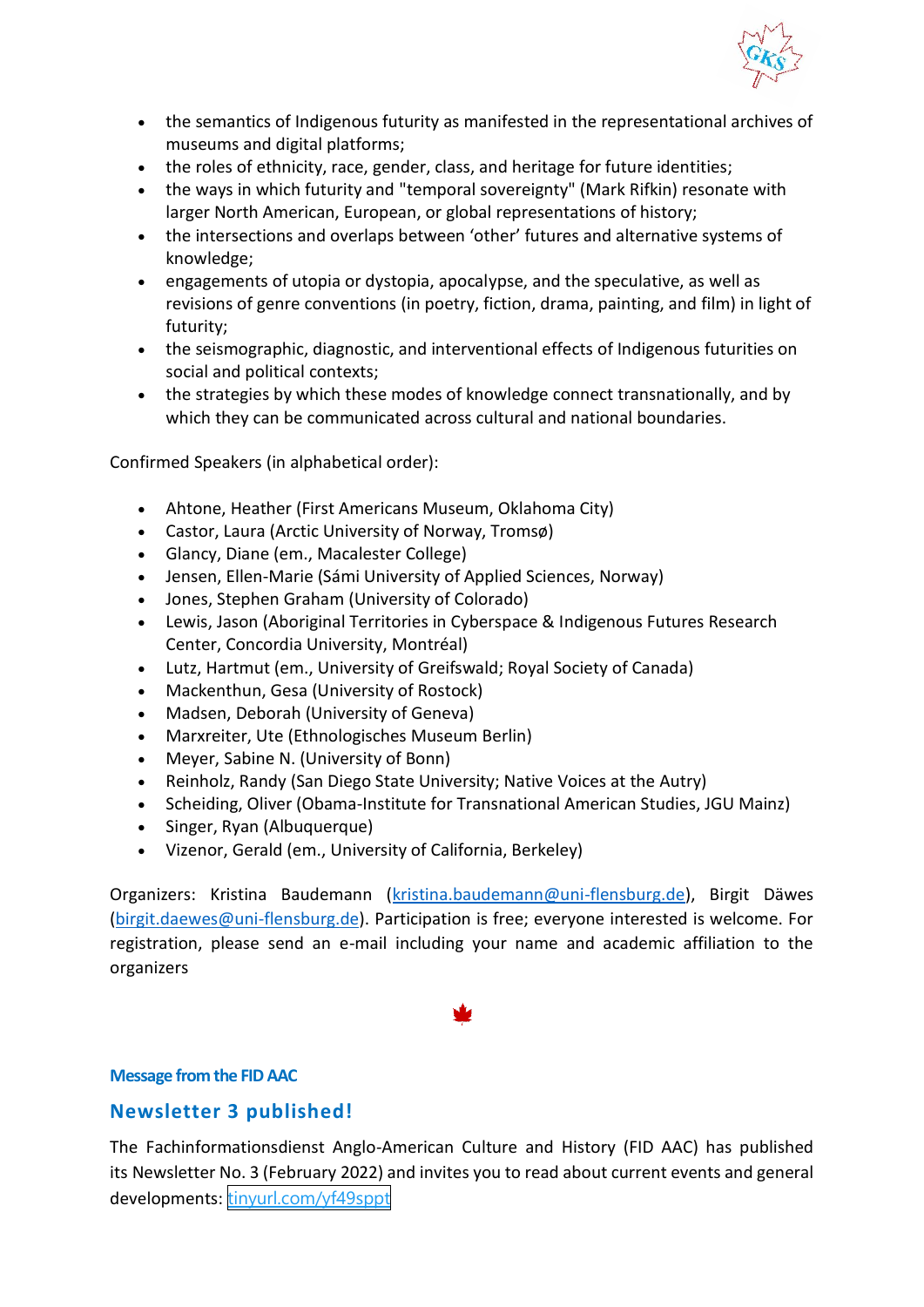- the semantics of Indigenous futurity as manifested in the representational archives of museums and digital platforms;
- the roles of ethnicity, race, gender, class, and heritage for future identities;
- the ways in which futurity and "temporal sovereignty" (Mark Rifkin) resonate with larger North American, European, or global representations of history;
- the intersections and overlaps between 'other' futures and alternative systems of knowledge;
- engagements of utopia or dystopia, apocalypse, and the speculative, as well as revisions of genre conventions (in poetry, fiction, drama, painting, and film) in light of futurity;
- the seismographic, diagnostic, and interventional effects of Indigenous futurities on social and political contexts;
- the strategies by which these modes of knowledge connect transnationally, and by which they can be communicated across cultural and national boundaries.

Confirmed Speakers (in alphabetical order):

- Ahtone, Heather (First Americans Museum, Oklahoma City)
- Castor, Laura (Arctic University of Norway, Tromsø)
- Glancy, Diane (em., Macalester College)
- Jensen, Ellen-Marie (Sámi University of Applied Sciences, Norway)
- Jones, Stephen Graham (University of Colorado)
- Lewis, Jason (Aboriginal Territories in Cyberspace & Indigenous Futures Research Center, Concordia University, Montréal)
- Lutz, Hartmut (em., University of Greifswald; Royal Society of Canada)
- Mackenthun, Gesa (University of Rostock)
- Madsen, Deborah (University of Geneva)
- Marxreiter, Ute (Ethnologisches Museum Berlin)
- Meyer, Sabine N. (University of Bonn)
- Reinholz, Randy (San Diego State University; Native Voices at the Autry)
- Scheiding, Oliver (Obama-Institute for Transnational American Studies, JGU Mainz)
- Singer, Ryan (Albuquerque)
- Vizenor, Gerald (em., University of California, Berkeley)

Organizers: Kristina Baudemann (kristina.baudemann@uni-flensburg.de), Birgit Däwes (birgit.daewes@uni-flensburg.de). Participation is free; everyone interested is welcome. For registration, please send an e-mail including your name and academic affiliation to the organizers

**Message from the FID AAC**

## Newsletter 3 published!

The Fachinformationsdienst Anglo-American Culture and History (FID AAC) has published its Newsletter No. 3 (February 2022) and invites you to read about current events and general developments: tinyurl.com/yf49sppt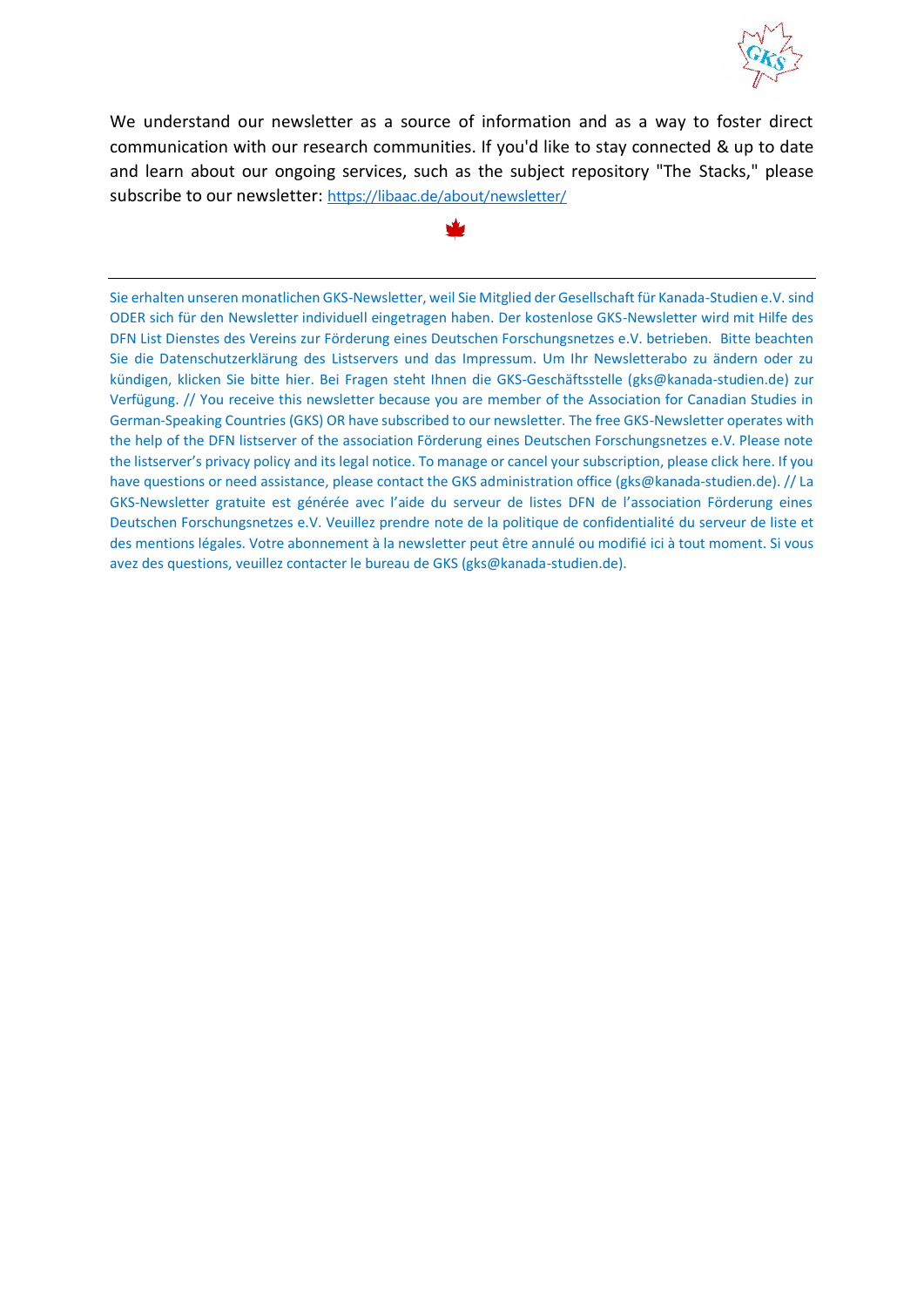We understand our newsletter as a source of information and as a way to foster direct communication with our research communities. If you'd like to stay connected & up to date and learn about our ongoing services, such as the subject repository "The Stacks," please subscribe to our newsletter: https://libaac.de/about/newsletter/

---

Sie erhalten unseren monatlichen GKS-Newsletter, weil Sie Mitglied der Gesellschaft für Kanada-Studien e.V. sind ODER sich für den Newsletter individuell eingetragen haben. Der kostenlose GKS-Newsletter wird mit Hilfe des DFN List Dienstes des Vereins zur Förderung eines Deutschen Forschungsnetzes e.V. betrieben. Bitte beachten Sie die Datenschutzerklärung des Listservers und das Impressum. Um Ihr Newsletterabo zu ändern oder zu kündigen, klicken Sie bitte hier. Bei Fragen steht Ihnen die GKS-Geschäftsstelle (gks@kanada-studien.de) zur Verfügung. // You receive this newsletter because you are member of the Association for Canadian Studies in German-Speaking Countries (GKS) OR have subscribed to our newsletter. The free GKS-Newsletter operates with the help of the DFN listserver of the association Förderung eines Deutschen Forschungsnetzes e.V. Please note the listserver's privacy policy and its legal notice. To manage or cancel your subscription, please click here. If you have questions or need assistance, please contact the GKS administration office (gks@kanada-studien.de). // La GKS-Newsletter gratuite est générée avec l'aide du serveur de listes DFN de l'association Förderung eines Deutschen Forschungsnetzes e.V. Veuillez prendre note de la politique de confidentialité du serveur de liste et des mentions légales. Votre abonnement à la newsletter peut être annulé ou modifié ici à tout moment. Si vous avez des questions, veuillez contacter le bureau de GKS (gks@kanada-studien.de).